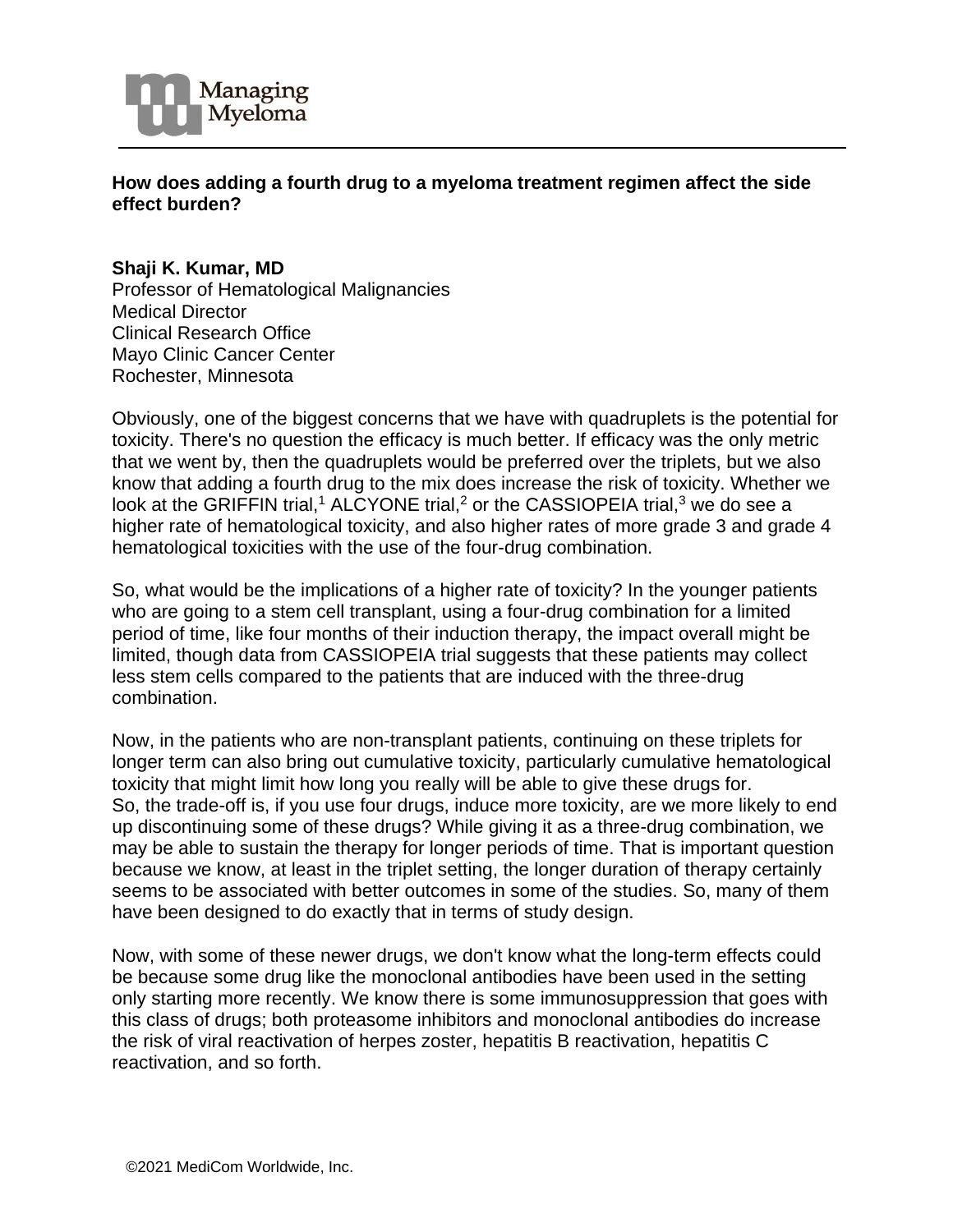**How does adding a fourth drug to a myeloma treatment regimen affect the side effect burden?**

**Shaji K. Kumar, MD**
Professor of Hematological Malignancies
Medical Director
Clinical Research Office
Mayo Clinic Cancer Center
Rochester, Minnesota

Obviously, one of the biggest concerns that we have with quadruplets is the potential for toxicity. There's no question the efficacy is much better. If efficacy was the only metric that we went by, then the quadruplets would be preferred over the triplets, but we also know that adding a fourth drug to the mix does increase the risk of toxicity. Whether we look at the GRIFFIN trial,[1] ALCYONE trial,[2] or the CASSIOPEIA trial,[3] we do see a higher rate of hematological toxicity, and also higher rates of more grade 3 and grade 4 hematological toxicities with the use of the four-drug combination.

So, what would be the implications of a higher rate of toxicity? In the younger patients who are going to a stem cell transplant, using a four-drug combination for a limited period of time, like four months of their induction therapy, the impact overall might be limited, though data from CASSIOPEIA trial suggests that these patients may collect less stem cells compared to the patients that are induced with the three-drug combination.

Now, in the patients who are non-transplant patients, continuing on these triplets for longer term can also bring out cumulative toxicity, particularly cumulative hematological toxicity that might limit how long you really will be able to give these drugs for.
So, the trade-off is, if you use four drugs, induce more toxicity, are we more likely to end up discontinuing some of these drugs? While giving it as a three-drug combination, we may be able to sustain the therapy for longer periods of time. That is important question because we know, at least in the triplet setting, the longer duration of therapy certainly seems to be associated with better outcomes in some of the studies. So, many of them have been designed to do exactly that in terms of study design.

Now, with some of these newer drugs, we don't know what the long-term effects could be because some drug like the monoclonal antibodies have been used in the setting only starting more recently. We know there is some immunosuppression that goes with this class of drugs; both proteasome inhibitors and monoclonal antibodies do increase the risk of viral reactivation of herpes zoster, hepatitis B reactivation, hepatitis C reactivation, and so forth.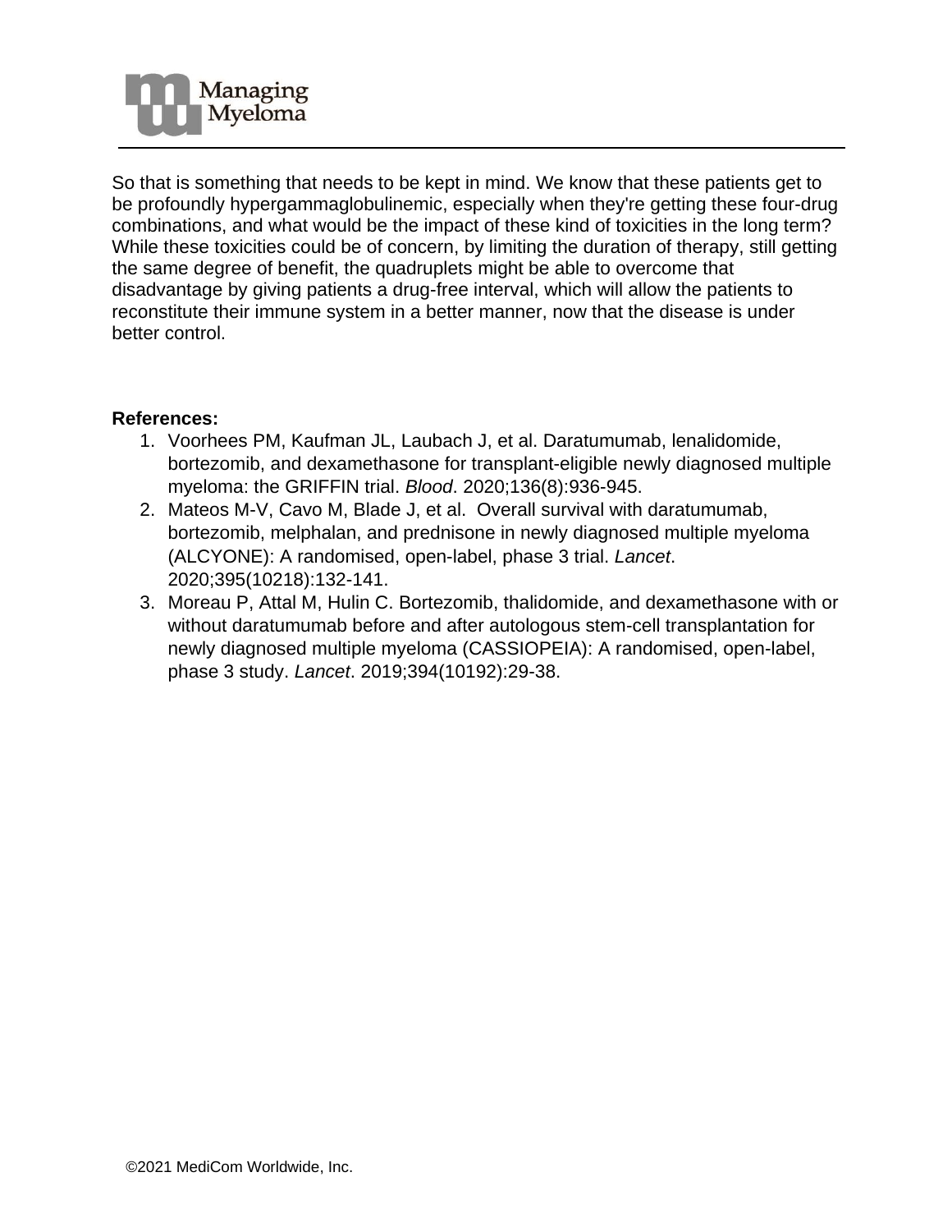So that is something that needs to be kept in mind. We know that these patients get to be profoundly hypergammaglobulinemic, especially when they're getting these four-drug combinations, and what would be the impact of these kind of toxicities in the long term? While these toxicities could be of concern, by limiting the duration of therapy, still getting the same degree of benefit, the quadruplets might be able to overcome that disadvantage by giving patients a drug-free interval, which will allow the patients to reconstitute their immune system in a better manner, now that the disease is under better control.

**References:**

1. Voorhees PM, Kaufman JL, Laubach J, et al. Daratumumab, lenalidomide, bortezomib, and dexamethasone for transplant-eligible newly diagnosed multiple myeloma: the GRIFFIN trial. *Blood*. 2020;136(8):936-945.
2. Mateos M-V, Cavo M, Blade J, et al. Overall survival with daratumumab, bortezomib, melphalan, and prednisone in newly diagnosed multiple myeloma (ALCYONE): A randomised, open-label, phase 3 trial. *Lancet*. 2020;395(10218):132-141.
3. Moreau P, Attal M, Hulin C. Bortezomib, thalidomide, and dexamethasone with or without daratumumab before and after autologous stem-cell transplantation for newly diagnosed multiple myeloma (CASSIOPEIA): A randomised, open-label, phase 3 study. *Lancet*. 2019;394(10192):29-38.

©2021 MediCom Worldwide, Inc.